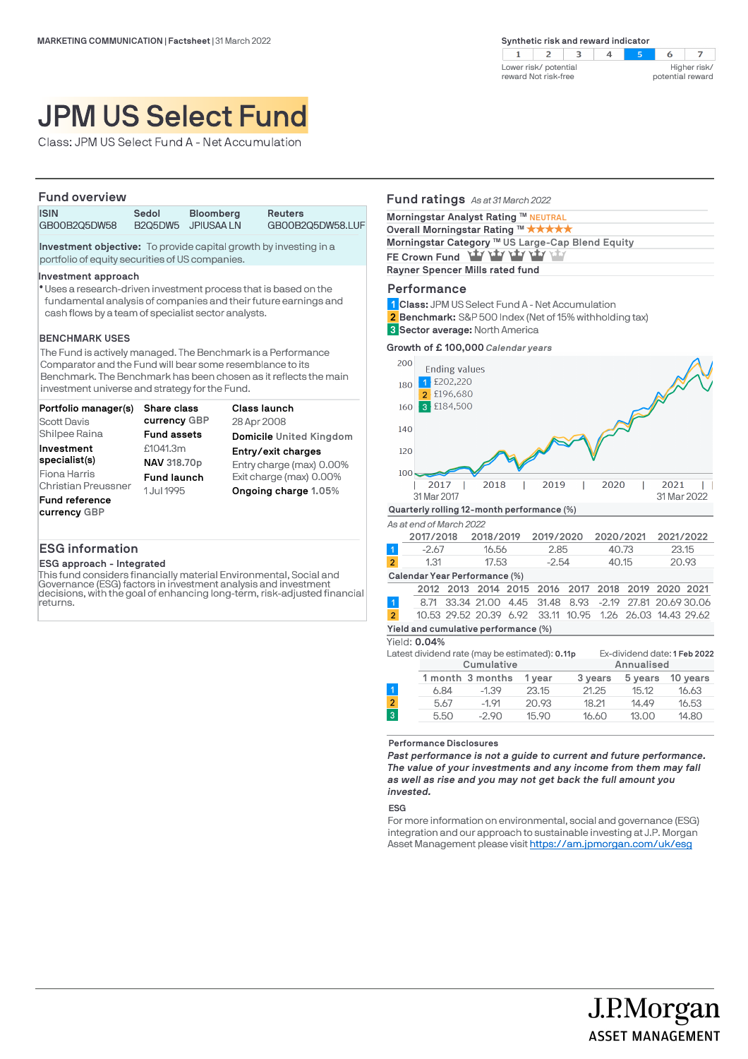MARKETING COMMUNICATION | Factsheet | 31 March 2022

Synthetic risk and reward indicator

| 1 | 2 | 3 | 4 | **5** | 6 | 7 |
|---|---|---|---|---|---|---|

Lower risk/ potential reward Not risk-free — Higher risk/ potential reward

# JPM US Select Fund

Class: JPM US Select Fund A - Net Accumulation

## Fund overview

| ISIN | Sedol | Bloomberg | Reuters |
|---|---|---|---|
| GB00B2Q5DW58 | B2Q5DW5 | JPIUSAA LN | GB00B2Q5DW58.LUF |

**Investment objective:** To provide capital growth by investing in a portfolio of equity securities of US companies.

**Investment approach**

- Uses a research-driven investment process that is based on the fundamental analysis of companies and their future earnings and cash flows by a team of specialist sector analysts.

**BENCHMARK USES**

The Fund is actively managed. The Benchmark is a Performance Comparator and the Fund will bear some resemblance to its Benchmark. The Benchmark has been chosen as it reflects the main investment universe and strategy for the Fund.

**Portfolio manager(s)**
Scott Davis
Shilpee Raina

**Investment specialist(s)**
Fiona Harris
Christian Preussner

**Fund reference currency** GBP

**Share class currency** GBP

**Fund assets**
£1041.3m

**NAV** 318.70p

**Fund launch**
1 Jul 1995

**Class launch**
28 Apr 2008

**Domicile** United Kingdom

**Entry/exit charges**
Entry charge (max) 0.00%
Exit charge (max) 0.00%

**Ongoing charge** 1.05%

## ESG information

**ESG approach - Integrated**

This fund considers financially material Environmental, Social and Governance (ESG) factors in investment analysis and investment decisions, with the goal of enhancing long-term, risk-adjusted financial returns.

## Fund ratings *As at 31 March 2022*

**Morningstar Analyst Rating ™** NEUTRAL
**Overall Morningstar Rating ™** ★★★★★
**Morningstar Category ™** US Large-Cap Blend Equity
**FE Crown Fund**
**Rayner Spencer Mills rated fund**

## Performance

1 **Class:** JPM US Select Fund A - Net Accumulation
2 **Benchmark:** S&P 500 Index (Net of 15% withholding tax)
3 **Sector average:** North America

**Growth of £ 100,000** *Calendar years*

Ending values
1 £202,220
2 £196,680
3 £184,500

31 Mar 2017 – 31 Mar 2022

**Quarterly rolling 12-month performance (%)**

*As at end of March 2022*

| | 2017/2018 | 2018/2019 | 2019/2020 | 2020/2021 | 2021/2022 |
|---|---|---|---|---|---|
| 1 | -2.67 | 16.56 | 2.85 | 40.73 | 23.15 |
| 2 | 1.31 | 17.53 | -2.54 | 40.15 | 20.93 |

**Calendar Year Performance (%)**

| | 2012 | 2013 | 2014 | 2015 | 2016 | 2017 | 2018 | 2019 | 2020 | 2021 |
|---|---|---|---|---|---|---|---|---|---|---|
| 1 | 8.71 | 33.34 | 21.00 | 4.45 | 31.48 | 8.93 | -2.19 | 27.81 | 20.69 | 30.06 |
| 2 | 10.53 | 29.52 | 20.39 | 6.92 | 33.11 | 10.95 | 1.26 | 26.03 | 14.43 | 29.62 |

**Yield and cumulative performance (%)**

Yield: **0.04%**

Latest dividend rate (may be estimated): **0.11p** Ex-dividend date: **1 Feb 2022**

| | Cumulative | | | Annualised | | |
|---|---|---|---|---|---|---|
| | 1 month | 3 months | 1 year | 3 years | 5 years | 10 years |
| 1 | 6.84 | -1.39 | 23.15 | 21.25 | 15.12 | 16.63 |
| 2 | 5.67 | -1.91 | 20.93 | 18.21 | 14.49 | 16.53 |
| 3 | 5.50 | -2.90 | 15.90 | 16.60 | 13.00 | 14.80 |

**Performance Disclosures**

***Past performance is not a guide to current and future performance. The value of your investments and any income from them may fall as well as rise and you may not get back the full amount you invested.***

**ESG**

For more information on environmental, social and governance (ESG) integration and our approach to sustainable investing at J.P. Morgan Asset Management please visit https://am.jpmorgan.com/uk/esg

J.P.Morgan ASSET MANAGEMENT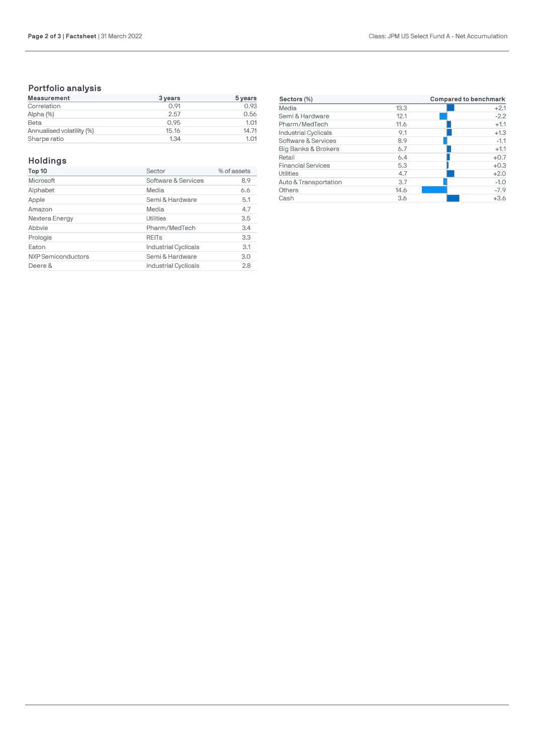## Portfolio analysis

| Measurement | 3 years | 5 years |
|---|---|---|
| Correlation | 0.91 | 0.93 |
| Alpha (%) | 2.57 | 0.56 |
| Beta | 0.95 | 1.01 |
| Annualised volatility (%) | 15.16 | 14.71 |
| Sharpe ratio | 1.34 | 1.01 |

## Holdings

| Top 10 | Sector | % of assets |
|---|---|---|
| Microsoft | Software & Services | 8.9 |
| Alphabet | Media | 6.6 |
| Apple | Semi & Hardware | 5.1 |
| Amazon | Media | 4.7 |
| Nextera Energy | Utilities | 3.5 |
| Abbvie | Pharm/MedTech | 3.4 |
| Prologis | REITs | 3.3 |
| Eaton | Industrial Cyclicals | 3.1 |
| NXP Semiconductors | Semi & Hardware | 3.0 |
| Deere & | Industrial Cyclicals | 2.8 |

| Sectors (%) | | Compared to benchmark |
|---|---|---|
| Media | 13.3 | +2.1 |
| Semi & Hardware | 12.1 | -2.2 |
| Pharm/MedTech | 11.6 | +1.1 |
| Industrial Cyclicals | 9.1 | +1.3 |
| Software & Services | 8.9 | -1.1 |
| Big Banks & Brokers | 6.7 | +1.1 |
| Retail | 6.4 | +0.7 |
| Financial Services | 5.3 | +0.3 |
| Utilities | 4.7 | +2.0 |
| Auto & Transportation | 3.7 | -1.0 |
| Others | 14.6 | -7.9 |
| Cash | 3.6 | +3.6 |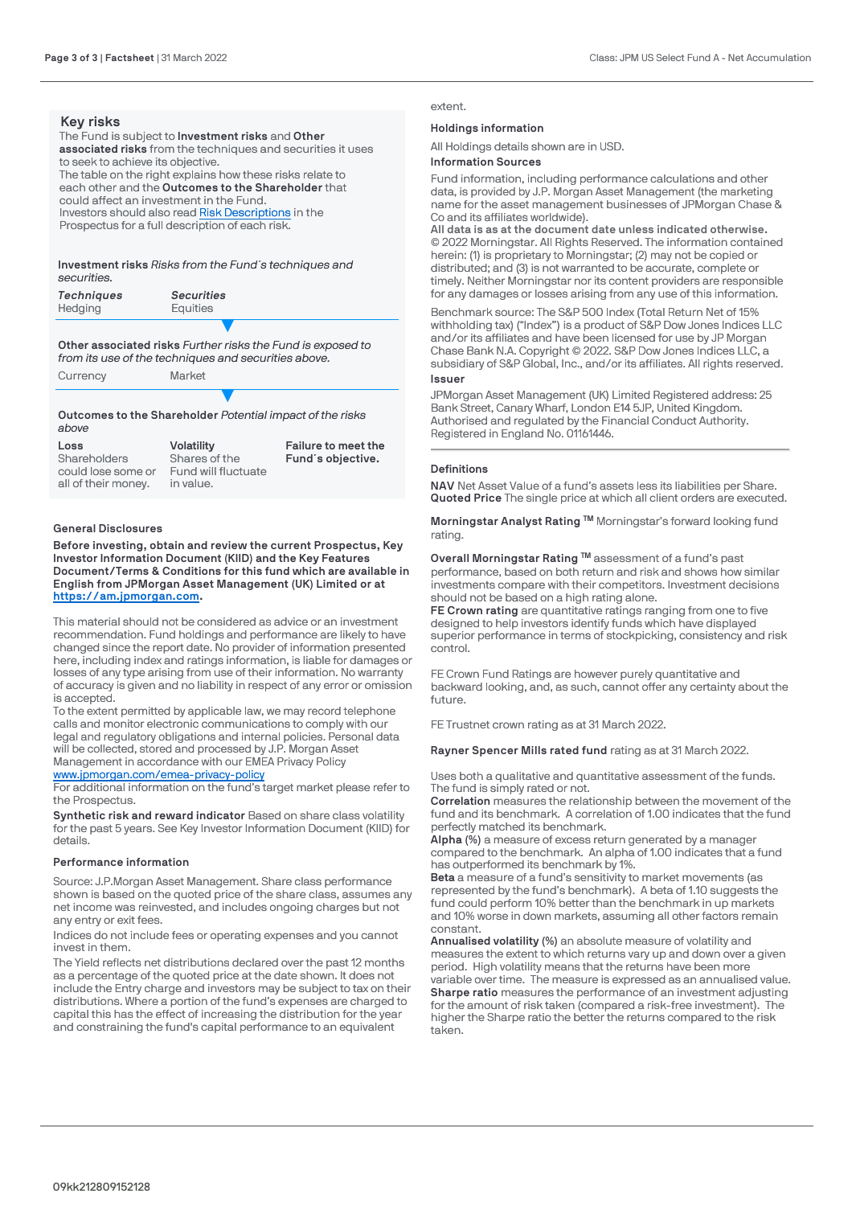## Key risks

The Fund is subject to **Investment risks** and **Other associated risks** from the techniques and securities it uses to seek to achieve its objective.
The table on the right explains how these risks relate to each other and the **Outcomes to the Shareholder** that could affect an investment in the Fund.
Investors should also read Risk Descriptions in the Prospectus for a full description of each risk.

**Investment risks** *Risks from the Fund´s techniques and securities.*

| *Techniques* | *Securities* |
|---|---|
| Hedging | Equities |

**Other associated risks** *Further risks the Fund is exposed to from its use of the techniques and securities above.*

| | |
|---|---|
| Currency | Market |

**Outcomes to the Shareholder** *Potential impact of the risks above*

| **Loss** | **Volatility** | **Failure to meet the Fund´s objective.** |
|---|---|---|
| Shareholders could lose some or all of their money. | Shares of the Fund will fluctuate in value. | |

### General Disclosures

**Before investing, obtain and review the current Prospectus, Key Investor Information Document (KIID) and the Key Features Document/Terms & Conditions for this fund which are available in English from JPMorgan Asset Management (UK) Limited or at https://am.jpmorgan.com.**

This material should not be considered as advice or an investment recommendation. Fund holdings and performance are likely to have changed since the report date. No provider of information presented here, including index and ratings information, is liable for damages or losses of any type arising from use of their information. No warranty of accuracy is given and no liability in respect of any error or omission is accepted.
To the extent permitted by applicable law, we may record telephone calls and monitor electronic communications to comply with our legal and regulatory obligations and internal policies. Personal data will be collected, stored and processed by J.P. Morgan Asset Management in accordance with our EMEA Privacy Policy www.jpmorgan.com/emea-privacy-policy
For additional information on the fund's target market please refer to the Prospectus.

**Synthetic risk and reward indicator** Based on share class volatility for the past 5 years. See Key Investor Information Document (KIID) for details.

### Performance information

Source: J.P.Morgan Asset Management. Share class performance shown is based on the quoted price of the share class, assumes any net income was reinvested, and includes ongoing charges but not any entry or exit fees.
Indices do not include fees or operating expenses and you cannot invest in them.
The Yield reflects net distributions declared over the past 12 months as a percentage of the quoted price at the date shown. It does not include the Entry charge and investors may be subject to tax on their distributions. Where a portion of the fund's expenses are charged to capital this has the effect of increasing the distribution for the year and constraining the fund's capital performance to an equivalent extent.

### Holdings information

All Holdings details shown are in USD.

### Information Sources

Fund information, including performance calculations and other data, is provided by J.P. Morgan Asset Management (the marketing name for the asset management businesses of JPMorgan Chase & Co and its affiliates worldwide).
**All data is as at the document date unless indicated otherwise.**
© 2022 Morningstar. All Rights Reserved. The information contained herein: (1) is proprietary to Morningstar; (2) may not be copied or distributed; and (3) is not warranted to be accurate, complete or timely. Neither Morningstar nor its content providers are responsible for any damages or losses arising from any use of this information.

Benchmark source: The S&P 500 Index (Total Return Net of 15% withholding tax) ("Index") is a product of S&P Dow Jones Indices LLC and/or its affiliates and have been licensed for use by JP Morgan Chase Bank N.A. Copyright © 2022. S&P Dow Jones Indices LLC, a subsidiary of S&P Global, Inc., and/or its affiliates. All rights reserved.

### Issuer

JPMorgan Asset Management (UK) Limited Registered address: 25 Bank Street, Canary Wharf, London E14 5JP, United Kingdom. Authorised and regulated by the Financial Conduct Authority. Registered in England No. 01161446.

### Definitions

**NAV** Net Asset Value of a fund's assets less its liabilities per Share.
**Quoted Price** The single price at which all client orders are executed.

**Morningstar Analyst Rating ™** Morningstar's forward looking fund rating.

**Overall Morningstar Rating ™** assessment of a fund's past performance, based on both return and risk and shows how similar investments compare with their competitors. Investment decisions should not be based on a high rating alone.
**FE Crown rating** are quantitative ratings ranging from one to five designed to help investors identify funds which have displayed superior performance in terms of stockpicking, consistency and risk control.

FE Crown Fund Ratings are however purely quantitative and backward looking, and, as such, cannot offer any certainty about the future.

FE Trustnet crown rating as at 31 March 2022.

**Rayner Spencer Mills rated fund** rating as at 31 March 2022.

Uses both a qualitative and quantitative assessment of the funds. The fund is simply rated or not.
**Correlation** measures the relationship between the movement of the fund and its benchmark. A correlation of 1.00 indicates that the fund perfectly matched its benchmark.
**Alpha (%)** a measure of excess return generated by a manager compared to the benchmark. An alpha of 1.00 indicates that a fund has outperformed its benchmark by 1%.
**Beta** a measure of a fund's sensitivity to market movements (as represented by the fund's benchmark). A beta of 1.10 suggests the fund could perform 10% better than the benchmark in up markets and 10% worse in down markets, assuming all other factors remain constant.
**Annualised volatility (%)** an absolute measure of volatility and measures the extent to which returns vary up and down over a given period. High volatility means that the returns have been more variable over time. The measure is expressed as an annualised value.
**Sharpe ratio** measures the performance of an investment adjusting for the amount of risk taken (compared a risk-free investment). The higher the Sharpe ratio the better the returns compared to the risk taken.

09kk212809152128